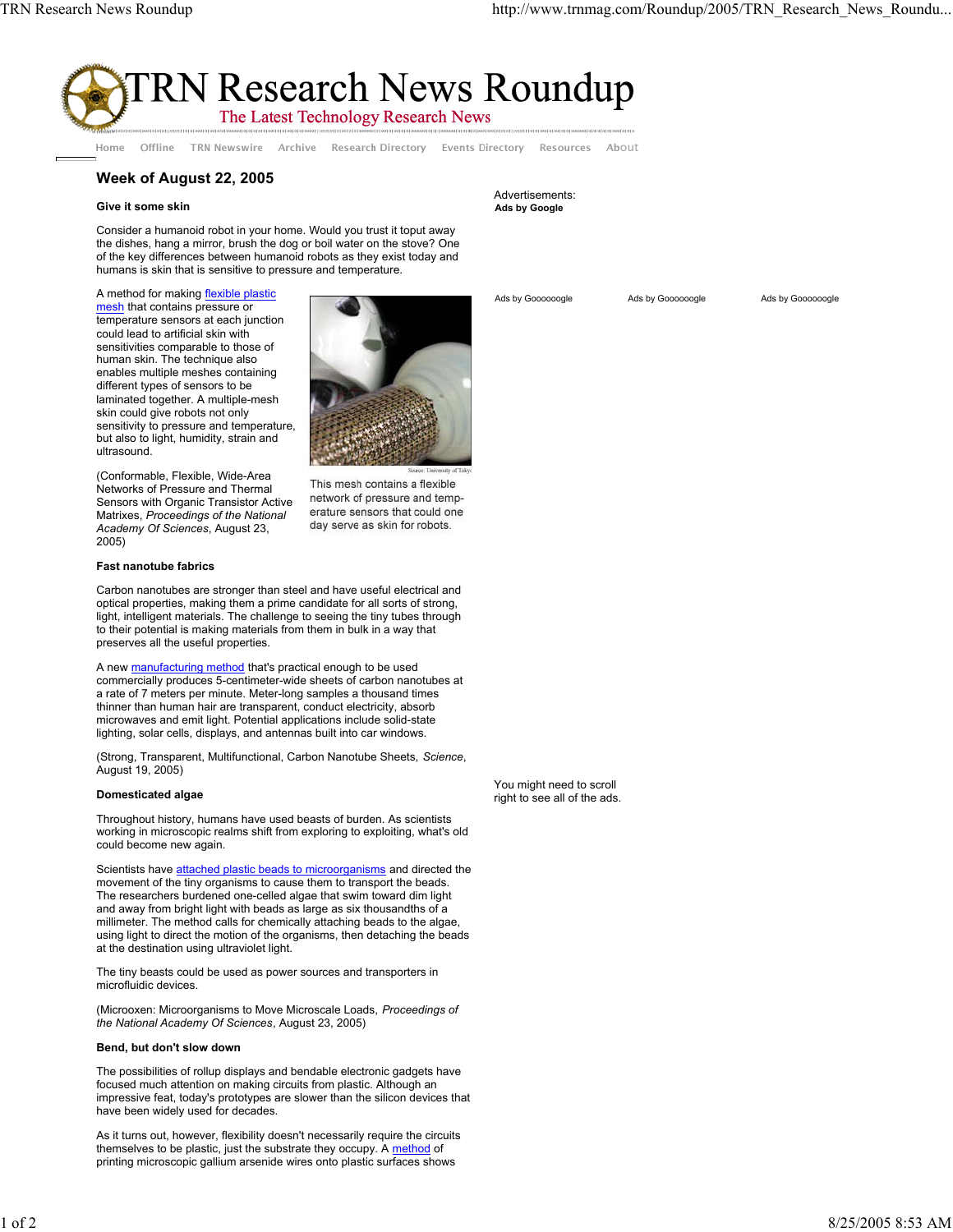# TRN Research News Roundup

The Latest Technology Research News

Home Offline TRN Newswire Archive Research Directory Events Directory Resources About

## Week of August 22, 2005

### Give it some skin

Consider a humanoid robot in your home. Would you trust it toput away the dishes, hang a mirror, brush the dog or boil water on the stove? One of the key differences between humanoid robots as they exist today and humans is skin that is sensitive to pressure and temperature.

A method for making flexible plastic mesh that contains pressure or temperature sensors at each junction could lead to artificial skin with sensitivities comparable to those of human skin. The technique also enables multiple meshes containing different types of sensors to be laminated together. A multiple-mesh skin could give robots not only sensitivity to pressure and temperature, but also to light, humidity, strain and ultrasound.

Source: University of Tokyo

This mesh contains a flexible network of pressure and temperature sensors that could one day serve as skin for robots.

(Conformable, Flexible, Wide-Area Networks of Pressure and Thermal Sensors with Organic Transistor Active Matrixes, *Proceedings of the National Academy Of Sciences*, August 23, 2005)

### Fast nanotube fabrics

Carbon nanotubes are stronger than steel and have useful electrical and optical properties, making them a prime candidate for all sorts of strong, light, intelligent materials. The challenge to seeing the tiny tubes through to their potential is making materials from them in bulk in a way that preserves all the useful properties.

A new manufacturing method that's practical enough to be used commercially produces 5-centimeter-wide sheets of carbon nanotubes at a rate of 7 meters per minute. Meter-long samples a thousand times thinner than human hair are transparent, conduct electricity, absorb microwaves and emit light. Potential applications include solid-state lighting, solar cells, displays, and antennas built into car windows.

(Strong, Transparent, Multifunctional, Carbon Nanotube Sheets, *Science*, August 19, 2005)

### Domesticated algae

Throughout history, humans have used beasts of burden. As scientists working in microscopic realms shift from exploring to exploiting, what's old could become new again.

Scientists have attached plastic beads to microorganisms and directed the movement of the tiny organisms to cause them to transport the beads. The researchers burdened one-celled algae that swim toward dim light and away from bright light with beads as large as six thousandths of a millimeter. The method calls for chemically attaching beads to the algae, using light to direct the motion of the organisms, then detaching the beads at the destination using ultraviolet light.

The tiny beasts could be used as power sources and transporters in microfluidic devices.

(Microoxen: Microorganisms to Move Microscale Loads, *Proceedings of the National Academy Of Sciences*, August 23, 2005)

### Bend, but don't slow down

The possibilities of rollup displays and bendable electronic gadgets have focused much attention on making circuits from plastic. Although an impressive feat, today's prototypes are slower than the silicon devices that have been widely used for decades.

As it turns out, however, flexibility doesn't necessarily require the circuits themselves to be plastic, just the substrate they occupy. A method of printing microscopic gallium arsenide wires onto plastic surfaces shows

Advertisements:
Ads by Google

Ads by Goooooogle Ads by Goooooogle Ads by Goooooogle

You might need to scroll right to see all of the ads.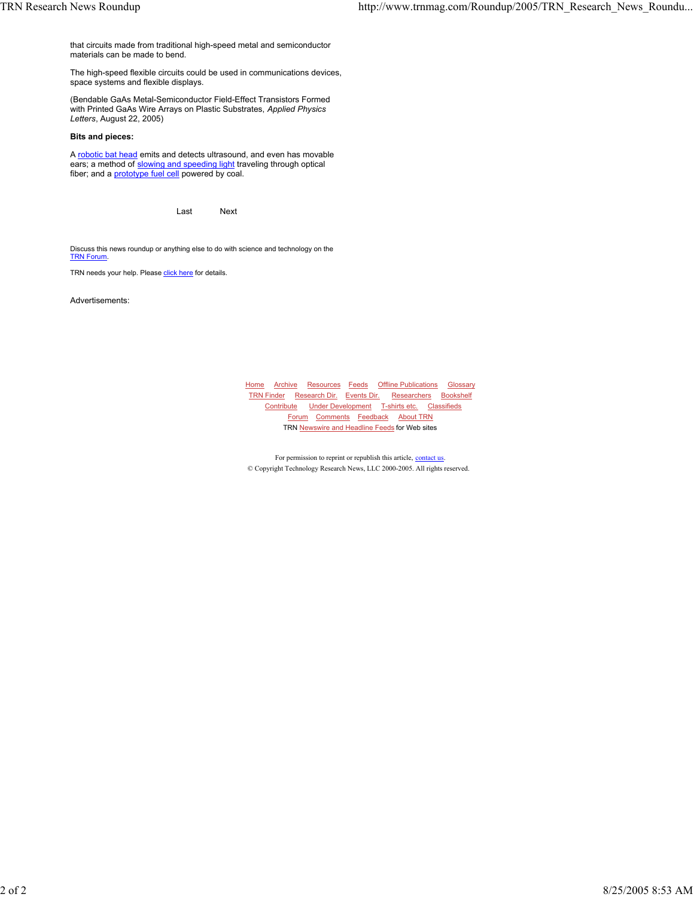that circuits made from traditional high-speed metal and semiconductor materials can be made to bend.

The high-speed flexible circuits could be used in communications devices, space systems and flexible displays.

(Bendable GaAs Metal-Semiconductor Field-Effect Transistors Formed with Printed GaAs Wire Arrays on Plastic Substrates, *Applied Physics Letters*, August 22, 2005)

**Bits and pieces:**

A robotic bat head emits and detects ultrasound, and even has movable ears; a method of slowing and speeding light traveling through optical fiber; and a prototype fuel cell powered by coal.

Last Next

Discuss this news roundup or anything else to do with science and technology on the TRN Forum.

TRN needs your help. Please click here for details.

Advertisements:

Home Archive Resources Feeds Offline Publications Glossary
TRN Finder Research Dir. Events Dir. Researchers Bookshelf
Contribute Under Development T-shirts etc. Classifieds
Forum Comments Feedback About TRN
TRN Newswire and Headline Feeds for Web sites

For permission to reprint or republish this article, contact us.
© Copyright Technology Research News, LLC 2000-2005. All rights reserved.